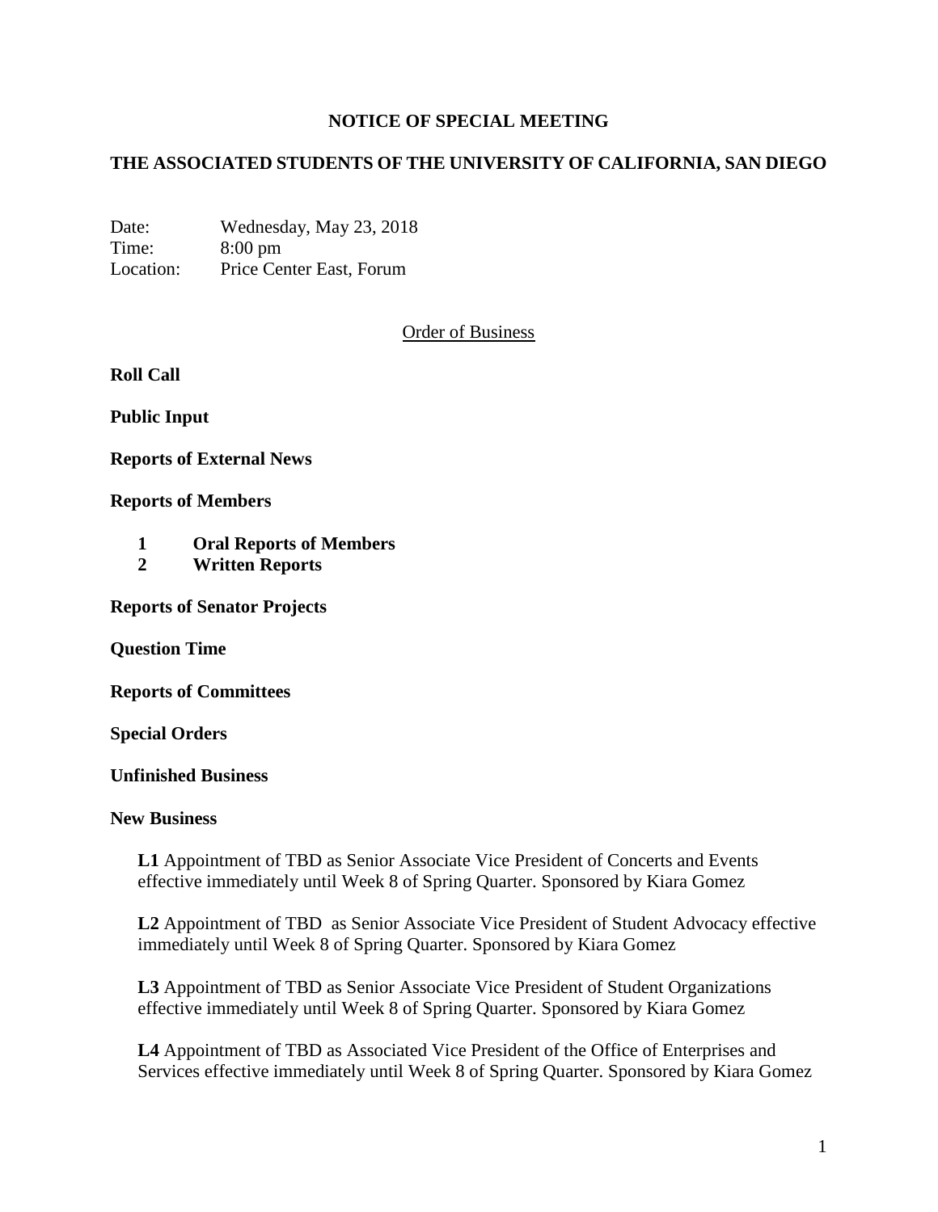# NOTICE OF SPECIAL MEETING

## THE ASSOCIATED STUDENTS OF THE UNIVERSITY OF CALIFORNIA, SAN DIEGO

Date: Wednesday, May 23, 2018
Time: 8:00 pm
Location: Price Center East, Forum

Order of Business

**Roll Call**

**Public Input**

**Reports of External News**

**Reports of Members**

1. **Oral Reports of Members**
2. **Written Reports**

**Reports of Senator Projects**

**Question Time**

**Reports of Committees**

**Special Orders**

**Unfinished Business**

**New Business**

**L1** Appointment of TBD as Senior Associate Vice President of Concerts and Events effective immediately until Week 8 of Spring Quarter. Sponsored by Kiara Gomez

**L2** Appointment of TBD as Senior Associate Vice President of Student Advocacy effective immediately until Week 8 of Spring Quarter. Sponsored by Kiara Gomez

**L3** Appointment of TBD as Senior Associate Vice President of Student Organizations effective immediately until Week 8 of Spring Quarter. Sponsored by Kiara Gomez

**L4** Appointment of TBD as Associated Vice President of the Office of Enterprises and Services effective immediately until Week 8 of Spring Quarter. Sponsored by Kiara Gomez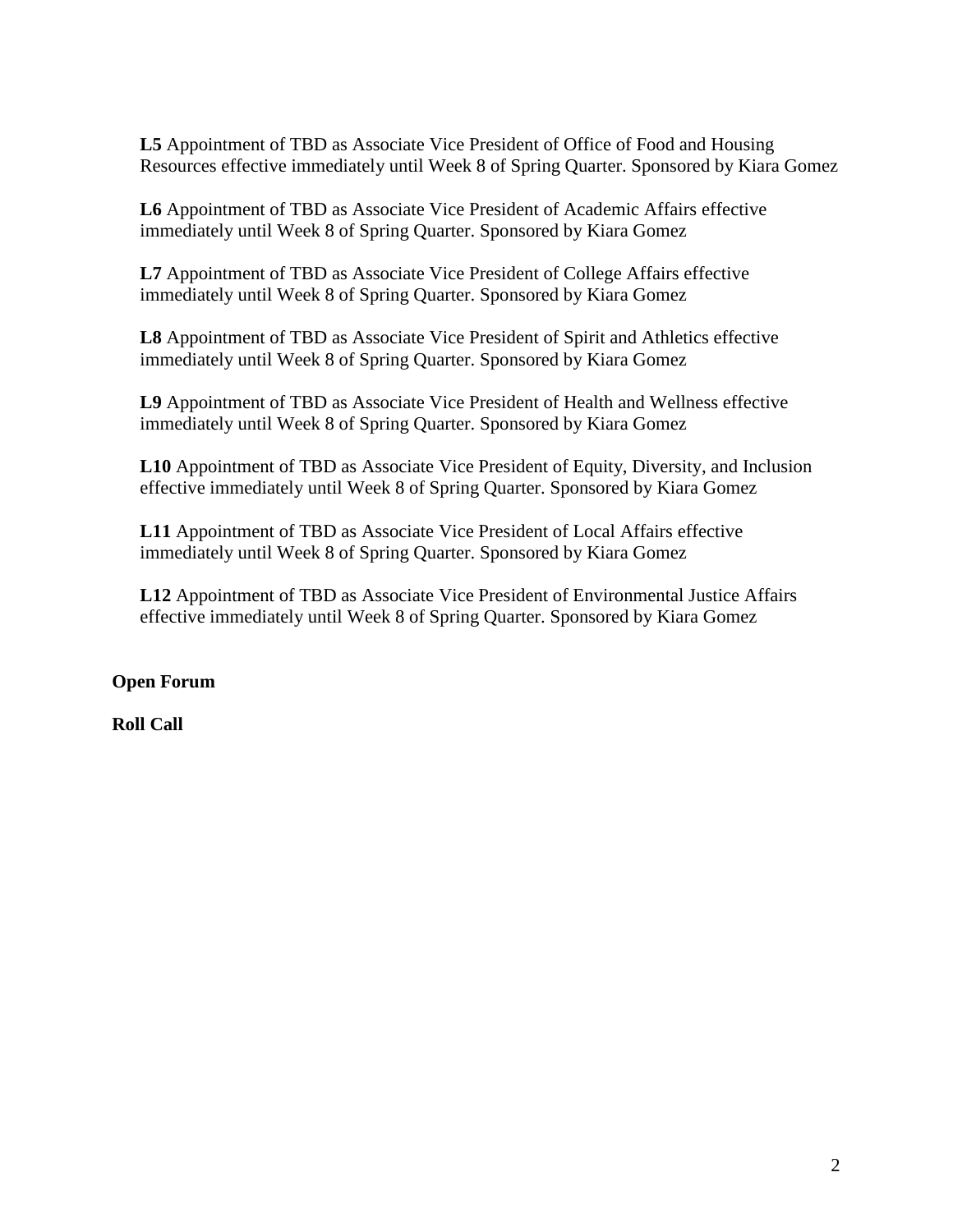**L5** Appointment of TBD as Associate Vice President of Office of Food and Housing Resources effective immediately until Week 8 of Spring Quarter. Sponsored by Kiara Gomez

**L6** Appointment of TBD as Associate Vice President of Academic Affairs effective immediately until Week 8 of Spring Quarter. Sponsored by Kiara Gomez

**L7** Appointment of TBD as Associate Vice President of College Affairs effective immediately until Week 8 of Spring Quarter. Sponsored by Kiara Gomez

**L8** Appointment of TBD as Associate Vice President of Spirit and Athletics effective immediately until Week 8 of Spring Quarter. Sponsored by Kiara Gomez

**L9** Appointment of TBD as Associate Vice President of Health and Wellness effective immediately until Week 8 of Spring Quarter. Sponsored by Kiara Gomez

**L10** Appointment of TBD as Associate Vice President of Equity, Diversity, and Inclusion effective immediately until Week 8 of Spring Quarter. Sponsored by Kiara Gomez

**L11** Appointment of TBD as Associate Vice President of Local Affairs effective immediately until Week 8 of Spring Quarter. Sponsored by Kiara Gomez

**L12** Appointment of TBD as Associate Vice President of Environmental Justice Affairs effective immediately until Week 8 of Spring Quarter. Sponsored by Kiara Gomez

**Open Forum**

**Roll Call**